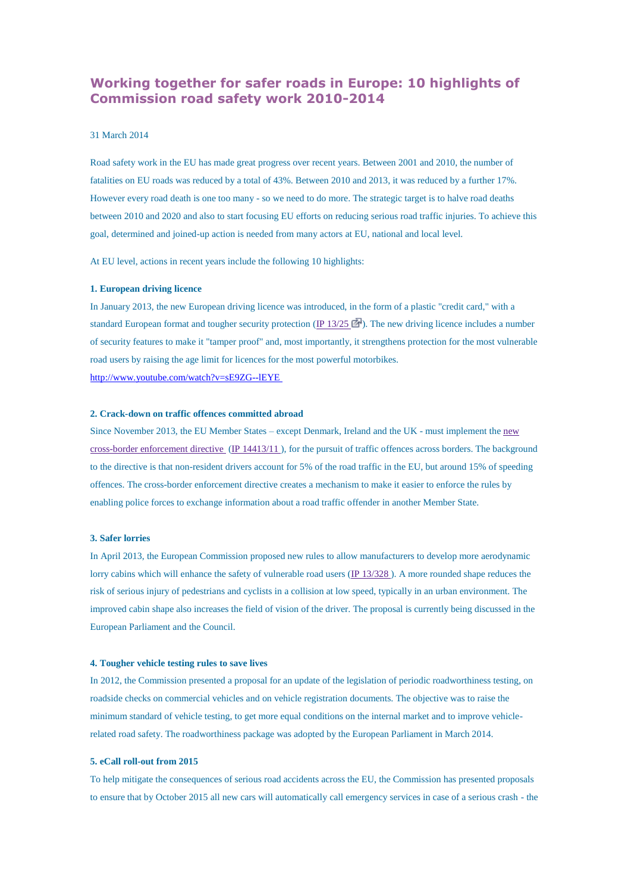# Working together for safer roads in Europe: 10 highlights of Commission road safety work 2010-2014

31 March 2014

Road safety work in the EU has made great progress over recent years. Between 2001 and 2010, the number of fatalities on EU roads was reduced by a total of 43%. Between 2010 and 2013, it was reduced by a further 17%. However every road death is one too many - so we need to do more. The strategic target is to halve road deaths between 2010 and 2020 and also to start focusing EU efforts on reducing serious road traffic injuries. To achieve this goal, determined and joined-up action is needed from many actors at EU, national and local level.

At EU level, actions in recent years include the following 10 highlights:

**1. European driving licence**

In January 2013, the new European driving licence was introduced, in the form of a plastic "credit card," with a standard European format and tougher security protection (IP 13/25). The new driving licence includes a number of security features to make it "tamper proof" and, most importantly, it strengthens protection for the most vulnerable road users by raising the age limit for licences for the most powerful motorbikes.

http://www.youtube.com/watch?v=sE9ZG--lEYE

**2. Crack-down on traffic offences committed abroad**

Since November 2013, the EU Member States – except Denmark, Ireland and the UK - must implement the new cross-border enforcement directive (IP 14413/11 ), for the pursuit of traffic offences across borders. The background to the directive is that non-resident drivers account for 5% of the road traffic in the EU, but around 15% of speeding offences. The cross-border enforcement directive creates a mechanism to make it easier to enforce the rules by enabling police forces to exchange information about a road traffic offender in another Member State.

**3. Safer lorries**

In April 2013, the European Commission proposed new rules to allow manufacturers to develop more aerodynamic lorry cabins which will enhance the safety of vulnerable road users (IP 13/328 ). A more rounded shape reduces the risk of serious injury of pedestrians and cyclists in a collision at low speed, typically in an urban environment. The improved cabin shape also increases the field of vision of the driver. The proposal is currently being discussed in the European Parliament and the Council.

**4. Tougher vehicle testing rules to save lives**

In 2012, the Commission presented a proposal for an update of the legislation of periodic roadworthiness testing, on roadside checks on commercial vehicles and on vehicle registration documents. The objective was to raise the minimum standard of vehicle testing, to get more equal conditions on the internal market and to improve vehicle-related road safety. The roadworthiness package was adopted by the European Parliament in March 2014.

**5. eCall roll-out from 2015**

To help mitigate the consequences of serious road accidents across the EU, the Commission has presented proposals to ensure that by October 2015 all new cars will automatically call emergency services in case of a serious crash - the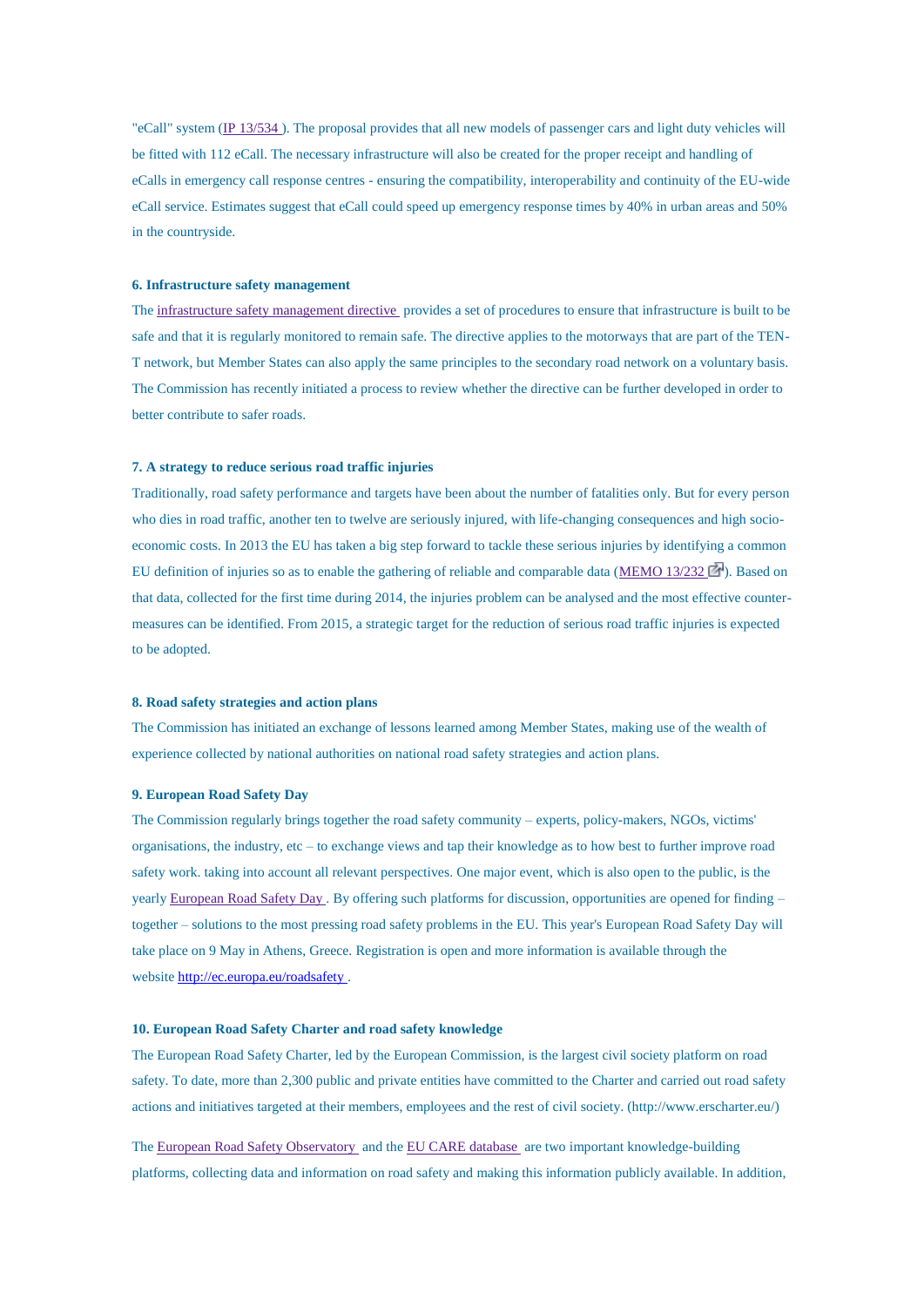"eCall" system (IP 13/534 ). The proposal provides that all new models of passenger cars and light duty vehicles will be fitted with 112 eCall. The necessary infrastructure will also be created for the proper receipt and handling of eCalls in emergency call response centres - ensuring the compatibility, interoperability and continuity of the EU-wide eCall service. Estimates suggest that eCall could speed up emergency response times by 40% in urban areas and 50% in the countryside.

**6. Infrastructure safety management**

The infrastructure safety management directive provides a set of procedures to ensure that infrastructure is built to be safe and that it is regularly monitored to remain safe. The directive applies to the motorways that are part of the TEN-T network, but Member States can also apply the same principles to the secondary road network on a voluntary basis. The Commission has recently initiated a process to review whether the directive can be further developed in order to better contribute to safer roads.

**7. A strategy to reduce serious road traffic injuries**

Traditionally, road safety performance and targets have been about the number of fatalities only. But for every person who dies in road traffic, another ten to twelve are seriously injured, with life-changing consequences and high socio-economic costs. In 2013 the EU has taken a big step forward to tackle these serious injuries by identifying a common EU definition of injuries so as to enable the gathering of reliable and comparable data (MEMO 13/232 ). Based on that data, collected for the first time during 2014, the injuries problem can be analysed and the most effective counter-measures can be identified. From 2015, a strategic target for the reduction of serious road traffic injuries is expected to be adopted.

**8. Road safety strategies and action plans**

The Commission has initiated an exchange of lessons learned among Member States, making use of the wealth of experience collected by national authorities on national road safety strategies and action plans.

**9. European Road Safety Day**

The Commission regularly brings together the road safety community – experts, policy-makers, NGOs, victims' organisations, the industry, etc – to exchange views and tap their knowledge as to how best to further improve road safety work. taking into account all relevant perspectives. One major event, which is also open to the public, is the yearly European Road Safety Day . By offering such platforms for discussion, opportunities are opened for finding – together – solutions to the most pressing road safety problems in the EU. This year's European Road Safety Day will take place on 9 May in Athens, Greece. Registration is open and more information is available through the website http://ec.europa.eu/roadsafety .

**10. European Road Safety Charter and road safety knowledge**

The European Road Safety Charter, led by the European Commission, is the largest civil society platform on road safety. To date, more than 2,300 public and private entities have committed to the Charter and carried out road safety actions and initiatives targeted at their members, employees and the rest of civil society. (http://www.erscharter.eu/)

The European Road Safety Observatory and the EU CARE database are two important knowledge-building platforms, collecting data and information on road safety and making this information publicly available. In addition,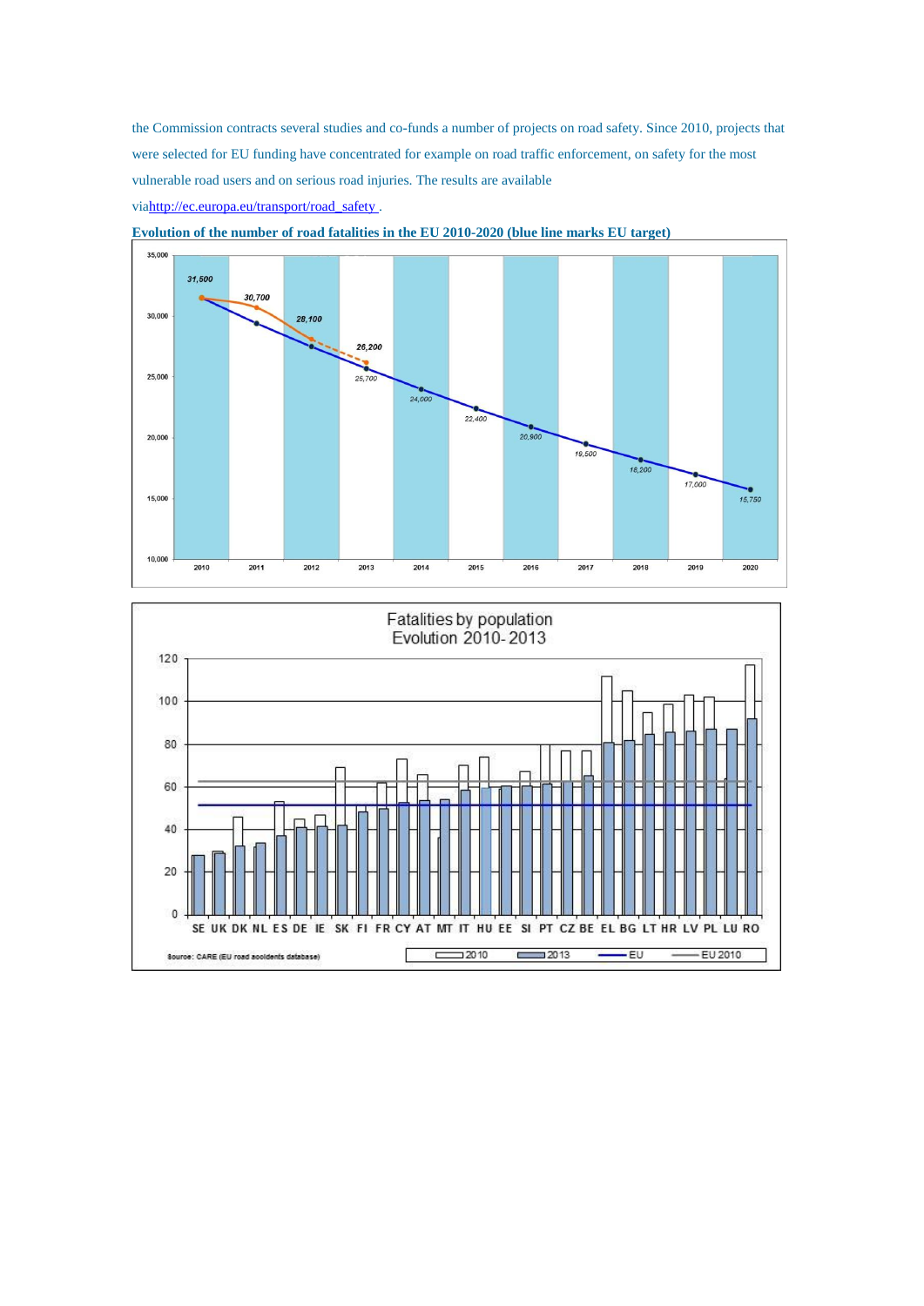the Commission contracts several studies and co-funds a number of projects on road safety. Since 2010, projects that were selected for EU funding have concentrated for example on road traffic enforcement, on safety for the most vulnerable road users and on serious road injuries. The results are available viahttp://ec.europa.eu/transport/road_safety .

**Evolution of the number of road fatalities in the EU 2010-2020 (blue line marks EU target)**

35,000
30,000
25,000
20,000
15,000
10,000

31,500
30,700
28,100
26,200
25,700
24,000
22,400
20,900
19,500
18,200
17,000
15,750

2010 2011 2012 2013 2014 2015 2016 2017 2018 2019 2020

Fatalities by population
Evolution 2010- 2013

120
100
80
60
40
20
0

SE UK DK NL ES DE IE SK FI FR CY AT MT IT HU EE SI PT CZ BE EL BG LT HR LV PL LU RO

Source: CARE (EU road accidents database)

2010 2013 EU EU 2010